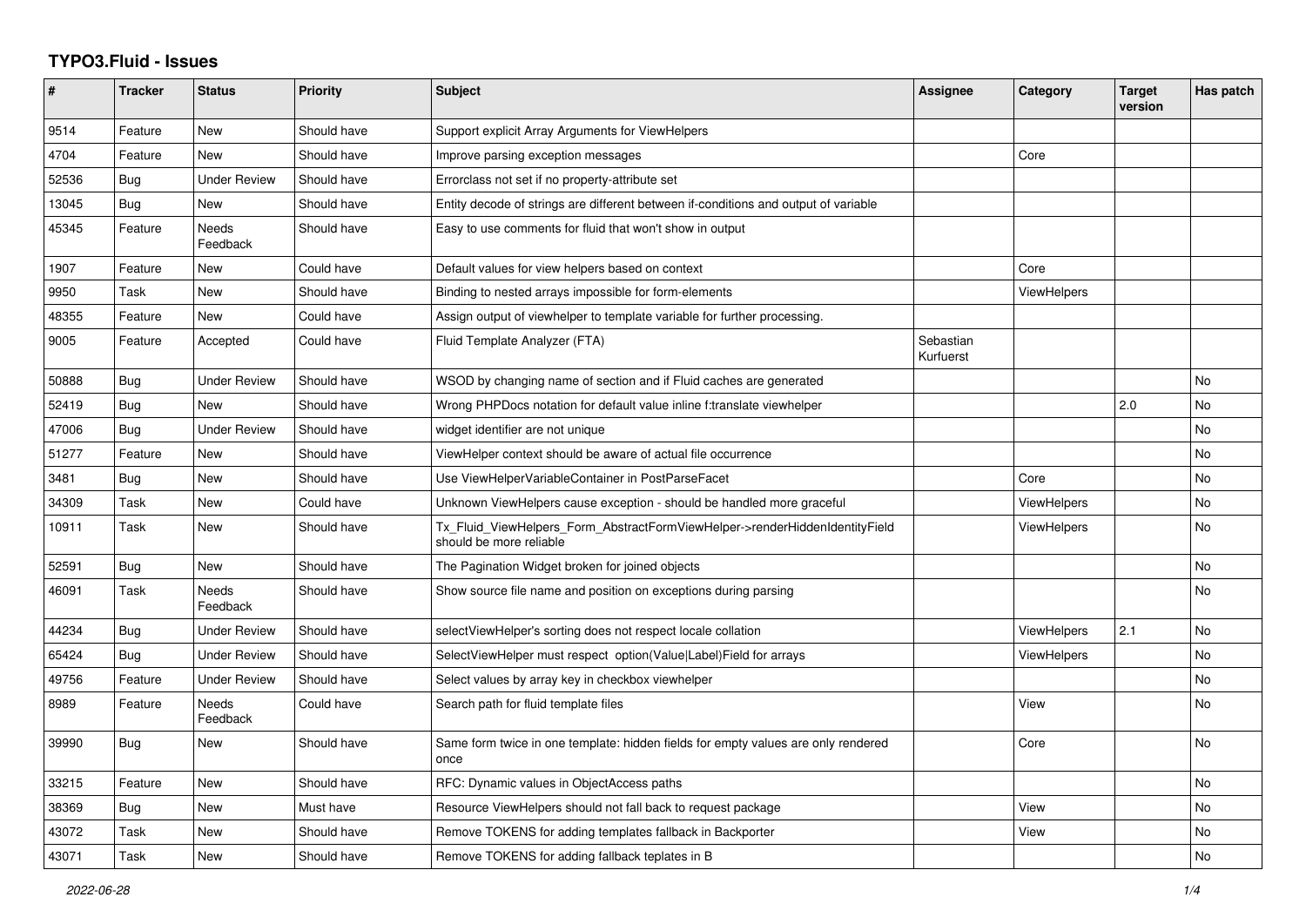# TYPO3.Fluid - Issues

| # | Tracker | Status | Priority | Subject | Assignee | Category | Target version | Has patch |
|---|---|---|---|---|---|---|---|---|
| 9514 | Feature | New | Should have | Support explicit Array Arguments for ViewHelpers | | | | |
| 4704 | Feature | New | Should have | Improve parsing exception messages | | Core | | |
| 52536 | Bug | Under Review | Should have | Errorclass not set if no property-attribute set | | | | |
| 13045 | Bug | New | Should have | Entity decode of strings are different between if-conditions and output of variable | | | | |
| 45345 | Feature | Needs Feedback | Should have | Easy to use comments for fluid that won't show in output | | | | |
| 1907 | Feature | New | Could have | Default values for view helpers based on context | | Core | | |
| 9950 | Task | New | Should have | Binding to nested arrays impossible for form-elements | | ViewHelpers | | |
| 48355 | Feature | New | Could have | Assign output of viewhelper to template variable for further processing. | | | | |
| 9005 | Feature | Accepted | Could have | Fluid Template Analyzer (FTA) | Sebastian Kurfuerst | | | |
| 50888 | Bug | Under Review | Should have | WSOD by changing name of section and if Fluid caches are generated | | | | No |
| 52419 | Bug | New | Should have | Wrong PHPDocs notation for default value inline f:translate viewhelper | | | 2.0 | No |
| 47006 | Bug | Under Review | Should have | widget identifier are not unique | | | | No |
| 51277 | Feature | New | Should have | ViewHelper context should be aware of actual file occurrence | | | | No |
| 3481 | Bug | New | Should have | Use ViewHelperVariableContainer in PostParseFacet | | Core | | No |
| 34309 | Task | New | Could have | Unknown ViewHelpers cause exception - should be handled more graceful | | ViewHelpers | | No |
| 10911 | Task | New | Should have | Tx_Fluid_ViewHelpers_Form_AbstractFormViewHelper->renderHiddenIdentityField should be more reliable | | ViewHelpers | | No |
| 52591 | Bug | New | Should have | The Pagination Widget broken for joined objects | | | | No |
| 46091 | Task | Needs Feedback | Should have | Show source file name and position on exceptions during parsing | | | | No |
| 44234 | Bug | Under Review | Should have | selectViewHelper's sorting does not respect locale collation | | ViewHelpers | 2.1 | No |
| 65424 | Bug | Under Review | Should have | SelectViewHelper must respect option(Value\|Label)Field for arrays | | ViewHelpers | | No |
| 49756 | Feature | Under Review | Should have | Select values by array key in checkbox viewhelper | | | | No |
| 8989 | Feature | Needs Feedback | Could have | Search path for fluid template files | | View | | No |
| 39990 | Bug | New | Should have | Same form twice in one template: hidden fields for empty values are only rendered once | | Core | | No |
| 33215 | Feature | New | Should have | RFC: Dynamic values in ObjectAccess paths | | | | No |
| 38369 | Bug | New | Must have | Resource ViewHelpers should not fall back to request package | | View | | No |
| 43072 | Task | New | Should have | Remove TOKENS for adding templates fallback in Backporter | | View | | No |
| 43071 | Task | New | Should have | Remove TOKENS for adding fallback teplates in B | | | | No |

*2022-06-28*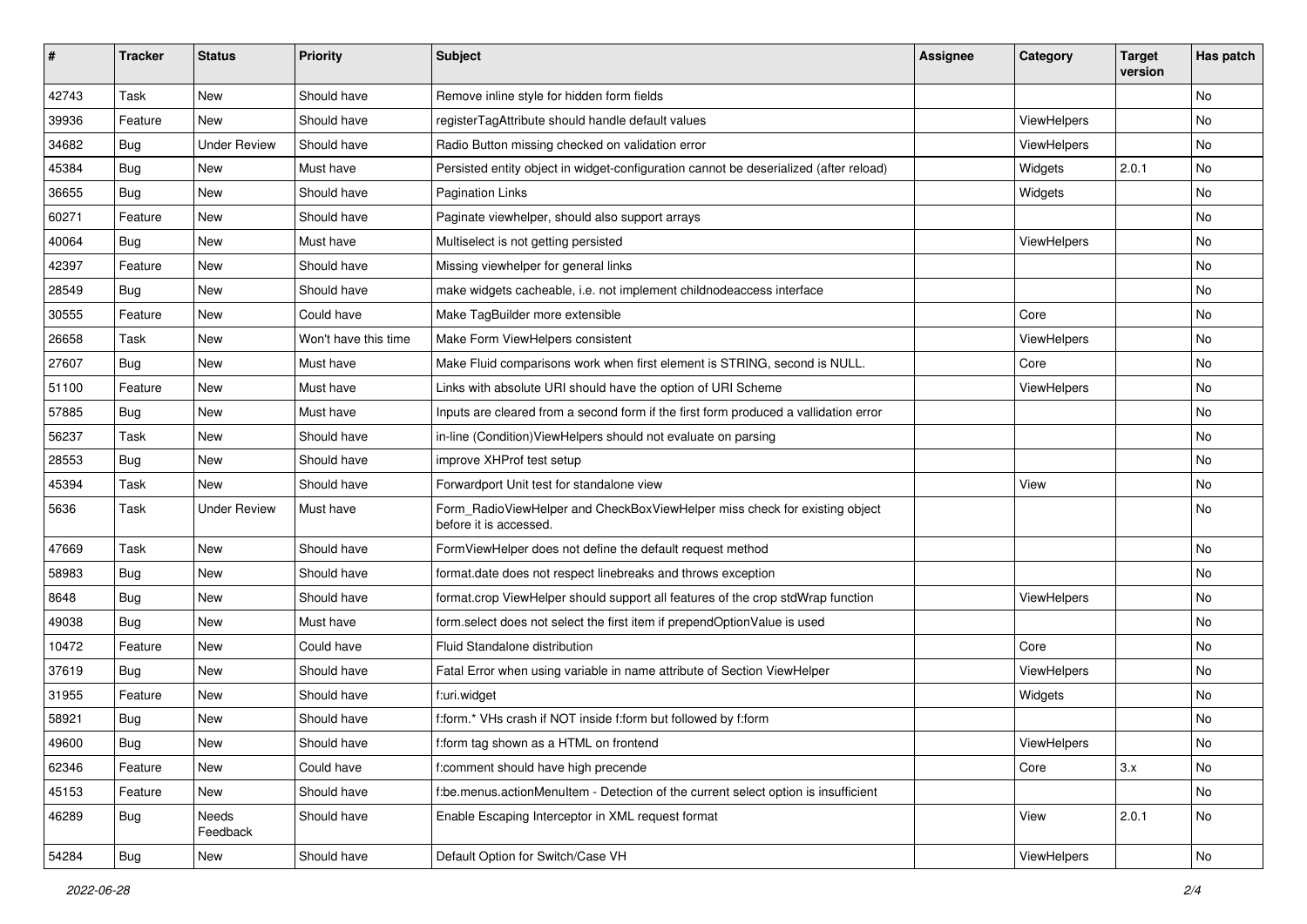| # | Tracker | Status | Priority | Subject | Assignee | Category | Target version | Has patch |
|---|---|---|---|---|---|---|---|---|
| 42743 | Task | New | Should have | Remove inline style for hidden form fields | | | | No |
| 39936 | Feature | New | Should have | registerTagAttribute should handle default values | | ViewHelpers | | No |
| 34682 | Bug | Under Review | Should have | Radio Button missing checked on validation error | | ViewHelpers | | No |
| 45384 | Bug | New | Must have | Persisted entity object in widget-configuration cannot be deserialized (after reload) | | Widgets | 2.0.1 | No |
| 36655 | Bug | New | Should have | Pagination Links | | Widgets | | No |
| 60271 | Feature | New | Should have | Paginate viewhelper, should also support arrays | | | | No |
| 40064 | Bug | New | Must have | Multiselect is not getting persisted | | ViewHelpers | | No |
| 42397 | Feature | New | Should have | Missing viewhelper for general links | | | | No |
| 28549 | Bug | New | Should have | make widgets cacheable, i.e. not implement childnodeaccess interface | | | | No |
| 30555 | Feature | New | Could have | Make TagBuilder more extensible | | Core | | No |
| 26658 | Task | New | Won't have this time | Make Form ViewHelpers consistent | | ViewHelpers | | No |
| 27607 | Bug | New | Must have | Make Fluid comparisons work when first element is STRING, second is NULL. | | Core | | No |
| 51100 | Feature | New | Must have | Links with absolute URI should have the option of URI Scheme | | ViewHelpers | | No |
| 57885 | Bug | New | Must have | Inputs are cleared from a second form if the first form produced a vallidation error | | | | No |
| 56237 | Task | New | Should have | in-line (Condition)ViewHelpers should not evaluate on parsing | | | | No |
| 28553 | Bug | New | Should have | improve XHProf test setup | | | | No |
| 45394 | Task | New | Should have | Forwardport Unit test for standalone view | | View | | No |
| 5636 | Task | Under Review | Must have | Form_RadioViewHelper and CheckBoxViewHelper miss check for existing object before it is accessed. | | | | No |
| 47669 | Task | New | Should have | FormViewHelper does not define the default request method | | | | No |
| 58983 | Bug | New | Should have | format.date does not respect linebreaks and throws exception | | | | No |
| 8648 | Bug | New | Should have | format.crop ViewHelper should support all features of the crop stdWrap function | | ViewHelpers | | No |
| 49038 | Bug | New | Must have | form.select does not select the first item if prependOptionValue is used | | | | No |
| 10472 | Feature | New | Could have | Fluid Standalone distribution | | Core | | No |
| 37619 | Bug | New | Should have | Fatal Error when using variable in name attribute of Section ViewHelper | | ViewHelpers | | No |
| 31955 | Feature | New | Should have | f:uri.widget | | Widgets | | No |
| 58921 | Bug | New | Should have | f:form.* VHs crash if NOT inside f:form but followed by f:form | | | | No |
| 49600 | Bug | New | Should have | f:form tag shown as a HTML on frontend | | ViewHelpers | | No |
| 62346 | Feature | New | Could have | f:comment should have high precende | | Core | 3.x | No |
| 45153 | Feature | New | Should have | f:be.menus.actionMenuItem - Detection of the current select option is insufficient | | | | No |
| 46289 | Bug | Needs Feedback | Should have | Enable Escaping Interceptor in XML request format | | View | 2.0.1 | No |
| 54284 | Bug | New | Should have | Default Option for Switch/Case VH | | ViewHelpers | | No |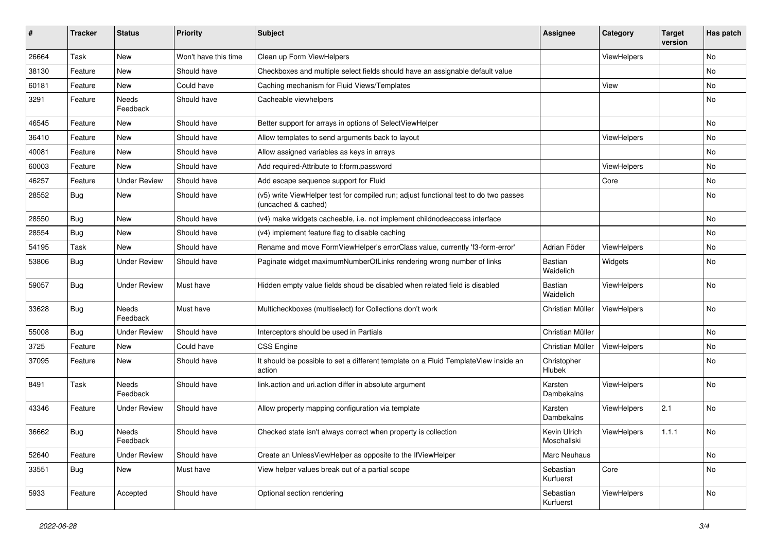| # | Tracker | Status | Priority | Subject | Assignee | Category | Target version | Has patch |
| --- | --- | --- | --- | --- | --- | --- | --- | --- |
| 26664 | Task | New | Won't have this time | Clean up Form ViewHelpers | | ViewHelpers | | No |
| 38130 | Feature | New | Should have | Checkboxes and multiple select fields should have an assignable default value | | | | No |
| 60181 | Feature | New | Could have | Caching mechanism for Fluid Views/Templates | | View | | No |
| 3291 | Feature | Needs Feedback | Should have | Cacheable viewhelpers | | | | No |
| 46545 | Feature | New | Should have | Better support for arrays in options of SelectViewHelper | | | | No |
| 36410 | Feature | New | Should have | Allow templates to send arguments back to layout | | ViewHelpers | | No |
| 40081 | Feature | New | Should have | Allow assigned variables as keys in arrays | | | | No |
| 60003 | Feature | New | Should have | Add required-Attribute to f:form.password | | ViewHelpers | | No |
| 46257 | Feature | Under Review | Should have | Add escape sequence support for Fluid | | Core | | No |
| 28552 | Bug | New | Should have | (v5) write ViewHelper test for compiled run; adjust functional test to do two passes (uncached & cached) | | | | No |
| 28550 | Bug | New | Should have | (v4) make widgets cacheable, i.e. not implement childnodeaccess interface | | | | No |
| 28554 | Bug | New | Should have | (v4) implement feature flag to disable caching | | | | No |
| 54195 | Task | New | Should have | Rename and move FormViewHelper's errorClass value, currently 'f3-form-error' | Adrian Föder | ViewHelpers | | No |
| 53806 | Bug | Under Review | Should have | Paginate widget maximumNumberOfLinks rendering wrong number of links | Bastian Waidelich | Widgets | | No |
| 59057 | Bug | Under Review | Must have | Hidden empty value fields shoud be disabled when related field is disabled | Bastian Waidelich | ViewHelpers | | No |
| 33628 | Bug | Needs Feedback | Must have | Multicheckboxes (multiselect) for Collections don't work | Christian Müller | ViewHelpers | | No |
| 55008 | Bug | Under Review | Should have | Interceptors should be used in Partials | Christian Müller | | | No |
| 3725 | Feature | New | Could have | CSS Engine | Christian Müller | ViewHelpers | | No |
| 37095 | Feature | New | Should have | It should be possible to set a different template on a Fluid TemplateView inside an action | Christopher Hlubek | | | No |
| 8491 | Task | Needs Feedback | Should have | link.action and uri.action differ in absolute argument | Karsten Dambekalns | ViewHelpers | | No |
| 43346 | Feature | Under Review | Should have | Allow property mapping configuration via template | Karsten Dambekalns | ViewHelpers | 2.1 | No |
| 36662 | Bug | Needs Feedback | Should have | Checked state isn't always correct when property is collection | Kevin Ulrich Moschallski | ViewHelpers | 1.1.1 | No |
| 52640 | Feature | Under Review | Should have | Create an UnlessViewHelper as opposite to the IfViewHelper | Marc Neuhaus | | | No |
| 33551 | Bug | New | Must have | View helper values break out of a partial scope | Sebastian Kurfuerst | Core | | No |
| 5933 | Feature | Accepted | Should have | Optional section rendering | Sebastian Kurfuerst | ViewHelpers | | No |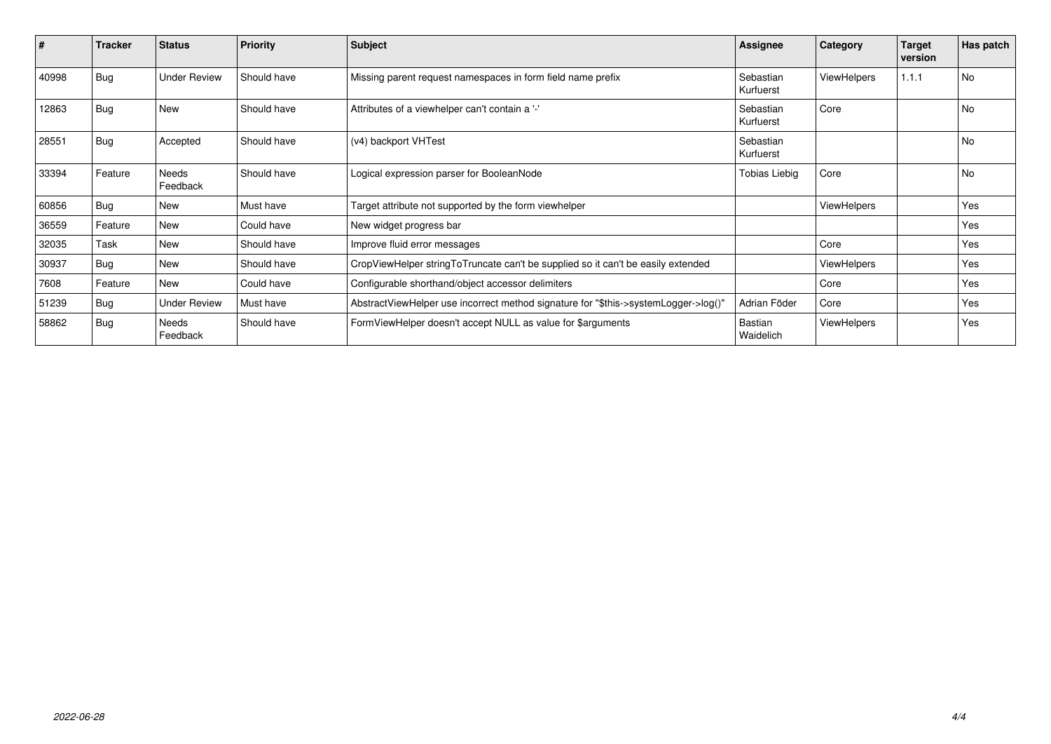| # | Tracker | Status | Priority | Subject | Assignee | Category | Target version | Has patch |
| --- | --- | --- | --- | --- | --- | --- | --- | --- |
| 40998 | Bug | Under Review | Should have | Missing parent request namespaces in form field name prefix | Sebastian Kurfuerst | ViewHelpers | 1.1.1 | No |
| 12863 | Bug | New | Should have | Attributes of a viewhelper can't contain a '-' | Sebastian Kurfuerst | Core | | No |
| 28551 | Bug | Accepted | Should have | (v4) backport VHTest | Sebastian Kurfuerst | | | No |
| 33394 | Feature | Needs Feedback | Should have | Logical expression parser for BooleanNode | Tobias Liebig | Core | | No |
| 60856 | Bug | New | Must have | Target attribute not supported by the form viewhelper | | ViewHelpers | | Yes |
| 36559 | Feature | New | Could have | New widget progress bar | | | | Yes |
| 32035 | Task | New | Should have | Improve fluid error messages | | Core | | Yes |
| 30937 | Bug | New | Should have | CropViewHelper stringToTruncate can't be supplied so it can't be easily extended | | ViewHelpers | | Yes |
| 7608 | Feature | New | Could have | Configurable shorthand/object accessor delimiters | | Core | | Yes |
| 51239 | Bug | Under Review | Must have | AbstractViewHelper use incorrect method signature for "$this->systemLogger->log()" | Adrian Föder | Core | | Yes |
| 58862 | Bug | Needs Feedback | Should have | FormViewHelper doesn't accept NULL as value for $arguments | Bastian Waidelich | ViewHelpers | | Yes |

*2022-06-28*